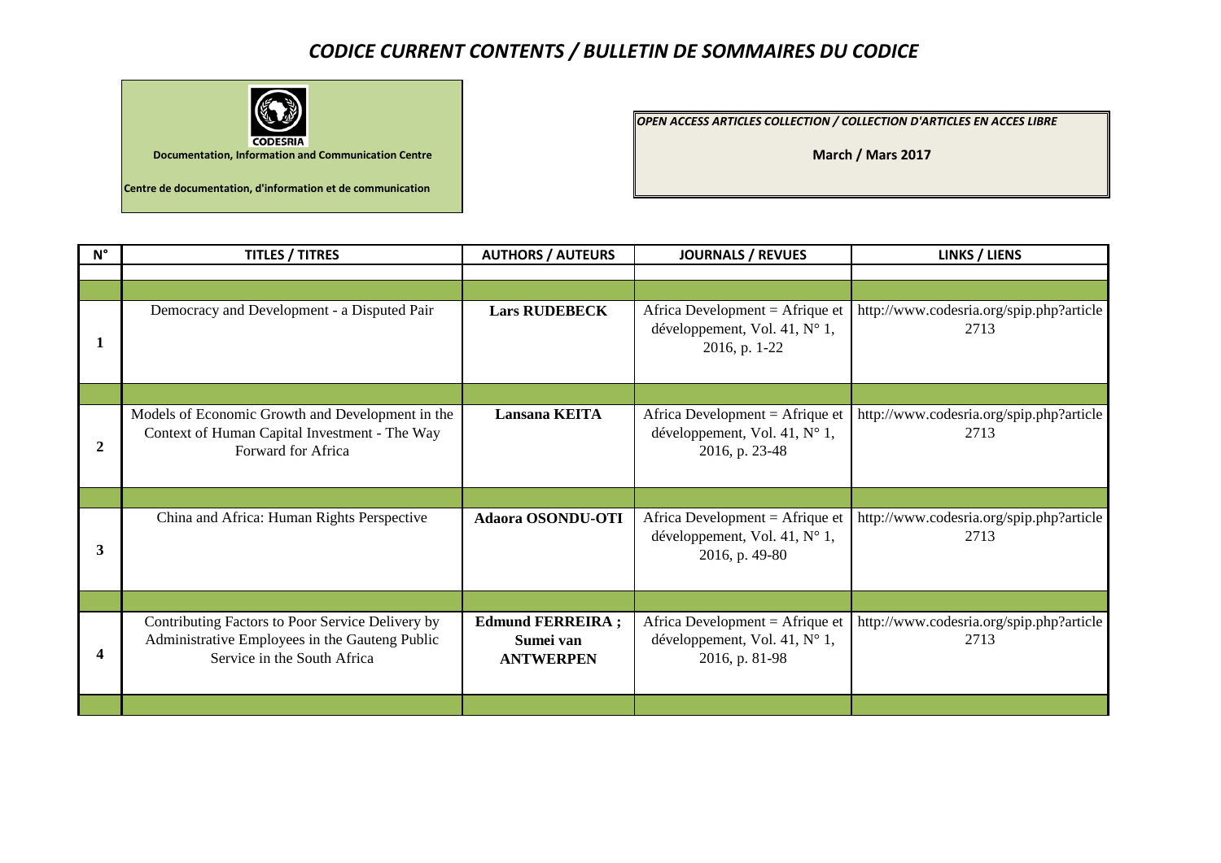# CODICE CURRENT CONTENTS / BULLETIN DE SOMMAIRES DU CODICE

CODESRIA

**Documentation, Information and Communication Centre**

**Centre de documentation, d'information et de communication**

***OPEN ACCESS ARTICLES COLLECTION / COLLECTION D'ARTICLES EN ACCES LIBRE***

**March / Mars 2017**

| N° | TITLES / TITRES | AUTHORS / AUTEURS | JOURNALS / REVUES | LINKS / LIENS |
|---|---|---|---|---|
| **1** | Democracy and Development - a Disputed Pair | **Lars RUDEBECK** | Africa Development = Afrique et développement, Vol. 41, N° 1, 2016, p. 1-22 | http://www.codesria.org/spip.php?article2713 |
| **2** | Models of Economic Growth and Development in the Context of Human Capital Investment - The Way Forward for Africa | **Lansana KEITA** | Africa Development = Afrique et développement, Vol. 41, N° 1, 2016, p. 23-48 | http://www.codesria.org/spip.php?article2713 |
| **3** | China and Africa: Human Rights Perspective | **Adaora OSONDU-OTI** | Africa Development = Afrique et développement, Vol. 41, N° 1, 2016, p. 49-80 | http://www.codesria.org/spip.php?article2713 |
| **4** | Contributing Factors to Poor Service Delivery by Administrative Employees in the Gauteng Public Service in the South Africa | **Edmund FERREIRA ; Sumei van ANTWERPEN** | Africa Development = Afrique et développement, Vol. 41, N° 1, 2016, p. 81-98 | http://www.codesria.org/spip.php?article2713 |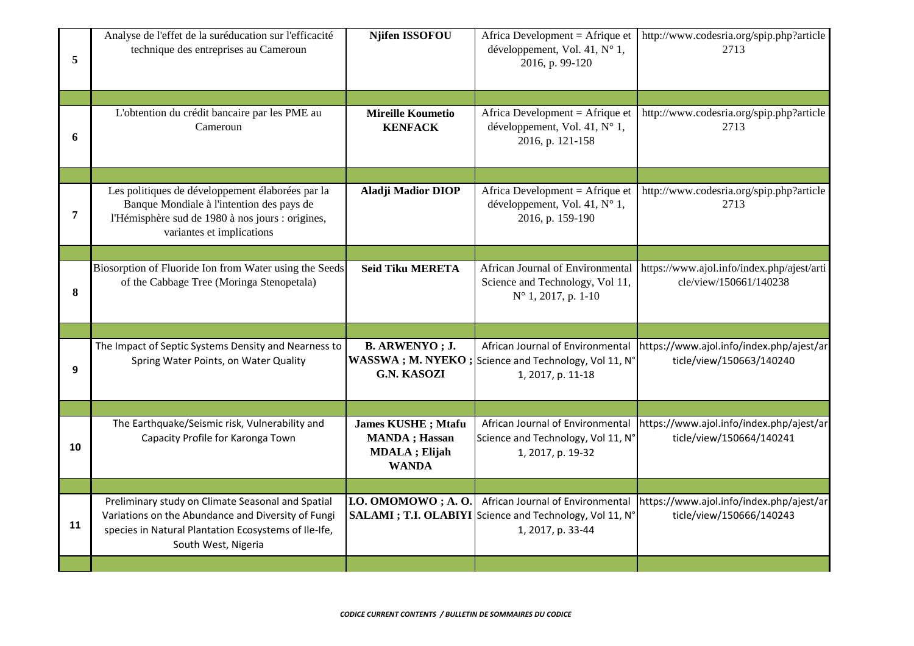| | | | | |
|---|---|---|---|---|
| 5 | Analyse de l'effet de la suréducation sur l'efficacité technique des entreprises au Cameroun | **Njifen ISSOFOU** | Africa Development = Afrique et développement, Vol. 41, N° 1, 2016, p. 99-120 | http://www.codesria.org/spip.php?article2713 |
| | | | | |
| 6 | L'obtention du crédit bancaire par les PME au Cameroun | **Mireille Koumetio KENFACK** | Africa Development = Afrique et développement, Vol. 41, N° 1, 2016, p. 121-158 | http://www.codesria.org/spip.php?article2713 |
| | | | | |
| 7 | Les politiques de développement élaborées par la Banque Mondiale à l'intention des pays de l'Hémisphère sud de 1980 à nos jours : origines, variantes et implications | **Aladji Madior DIOP** | Africa Development = Afrique et développement, Vol. 41, N° 1, 2016, p. 159-190 | http://www.codesria.org/spip.php?article2713 |
| | | | | |
| 8 | Biosorption of Fluoride Ion from Water using the Seeds of the Cabbage Tree (Moringa Stenopetala) | **Seid Tiku MERETA** | African Journal of Environmental Science and Technology, Vol 11, N° 1, 2017, p. 1-10 | https://www.ajol.info/index.php/ajest/article/view/150661/140238 |
| | | | | |
| 9 | The Impact of Septic Systems Density and Nearness to Spring Water Points, on Water Quality | **B. ARWENYO ; J. WASSWA ; M. NYEKO ; G.N. KASOZI** | African Journal of Environmental Science and Technology, Vol 11, N° 1, 2017, p. 11-18 | https://www.ajol.info/index.php/ajest/article/view/150663/140240 |
| | | | | |
| 10 | The Earthquake/Seismic risk, Vulnerability and Capacity Profile for Karonga Town | **James KUSHE ; Mtafu MANDA ; Hassan MDALA ; Elijah WANDA** | African Journal of Environmental Science and Technology, Vol 11, N° 1, 2017, p. 19-32 | https://www.ajol.info/index.php/ajest/article/view/150664/140241 |
| | | | | |
| 11 | Preliminary study on Climate Seasonal and Spatial Variations on the Abundance and Diversity of Fungi species in Natural Plantation Ecosystems of Ile-Ife, South West, Nigeria | **I.O. OMOMOWO ; A. O. SALAMI ; T.I. OLABIYI** | African Journal of Environmental Science and Technology, Vol 11, N° 1, 2017, p. 33-44 | https://www.ajol.info/index.php/ajest/article/view/150666/140243 |
| | | | | |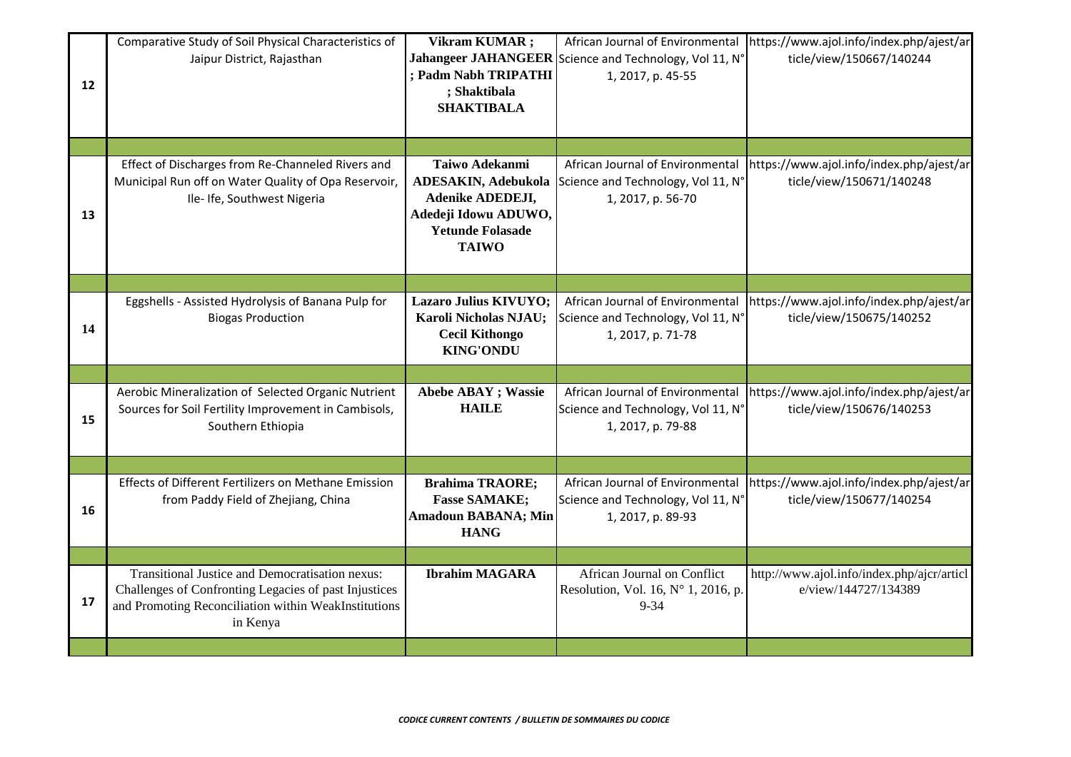| | | | | |
|---|---|---|---|---|
| 12 | Comparative Study of Soil Physical Characteristics of Jaipur District, Rajasthan | **Vikram KUMAR ; Jahangeer JAHANGEER ; Padm Nabh TRIPATHI ; Shaktibala SHAKTIBALA** | African Journal of Environmental Science and Technology, Vol 11, N° 1, 2017, p. 45-55 | https://www.ajol.info/index.php/ajest/article/view/150667/140244 |
| | | | | |
| 13 | Effect of Discharges from Re-Channeled Rivers and Municipal Run off on Water Quality of Opa Reservoir, Ile- Ife, Southwest Nigeria | **Taiwo Adekanmi ADESAKIN, Adebukola Adenike ADEDEJI, Adedeji Idowu ADUWO, Yetunde Folasade TAIWO** | African Journal of Environmental Science and Technology, Vol 11, N° 1, 2017, p. 56-70 | https://www.ajol.info/index.php/ajest/article/view/150671/140248 |
| | | | | |
| 14 | Eggshells - Assisted Hydrolysis of Banana Pulp for Biogas Production | **Lazaro Julius KIVUYO; Karoli Nicholas NJAU; Cecil Kithongo KING'ONDU** | African Journal of Environmental Science and Technology, Vol 11, N° 1, 2017, p. 71-78 | https://www.ajol.info/index.php/ajest/article/view/150675/140252 |
| | | | | |
| 15 | Aerobic Mineralization of Selected Organic Nutrient Sources for Soil Fertility Improvement in Cambisols, Southern Ethiopia | **Abebe ABAY ; Wassie HAILE** | African Journal of Environmental Science and Technology, Vol 11, N° 1, 2017, p. 79-88 | https://www.ajol.info/index.php/ajest/article/view/150676/140253 |
| | | | | |
| 16 | Effects of Different Fertilizers on Methane Emission from Paddy Field of Zhejiang, China | **Brahima TRAORE; Fasse SAMAKE; Amadoun BABANA; Min HANG** | African Journal of Environmental Science and Technology, Vol 11, N° 1, 2017, p. 89-93 | https://www.ajol.info/index.php/ajest/article/view/150677/140254 |
| | | | | |
| 17 | Transitional Justice and Democratisation nexus: Challenges of Confronting Legacies of past Injustices and Promoting Reconciliation within WeakInstitutions in Kenya | **Ibrahim MAGARA** | African Journal on Conflict Resolution, Vol. 16, N° 1, 2016, p. 9-34 | http://www.ajol.info/index.php/ajcr/article/view/144727/134389 |
| | | | | |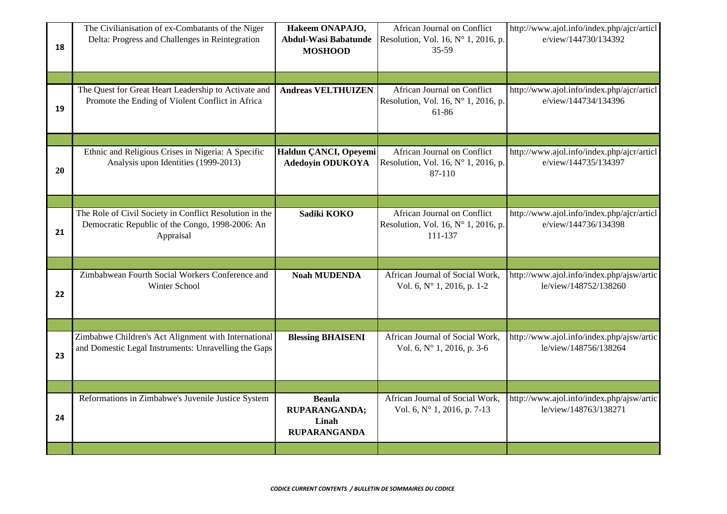| | | | | |
|---|---|---|---|---|
| 18 | The Civilianisation of ex-Combatants of the Niger Delta: Progress and Challenges in Reintegration | **Hakeem ONAPAJO, Abdul-Wasi Babatunde MOSHOOD** | African Journal on Conflict Resolution, Vol. 16, N° 1, 2016, p. 35-59 | http://www.ajol.info/index.php/ajcr/article/view/144730/134392 |
| | | | | |
| 19 | The Quest for Great Heart Leadership to Activate and Promote the Ending of Violent Conflict in Africa | **Andreas VELTHUIZEN** | African Journal on Conflict Resolution, Vol. 16, N° 1, 2016, p. 61-86 | http://www.ajol.info/index.php/ajcr/article/view/144734/134396 |
| | | | | |
| 20 | Ethnic and Religious Crises in Nigeria: A Specific Analysis upon Identities (1999-2013) | **Haldun ÇANCI, Opeyemi Adedoyin ODUKOYA** | African Journal on Conflict Resolution, Vol. 16, N° 1, 2016, p. 87-110 | http://www.ajol.info/index.php/ajcr/article/view/144735/134397 |
| | | | | |
| 21 | The Role of Civil Society in Conflict Resolution in the Democratic Republic of the Congo, 1998-2006: An Appraisal | **Sadiki KOKO** | African Journal on Conflict Resolution, Vol. 16, N° 1, 2016, p. 111-137 | http://www.ajol.info/index.php/ajcr/article/view/144736/134398 |
| | | | | |
| 22 | Zimbabwean Fourth Social Workers Conference and Winter School | **Noah MUDENDA** | African Journal of Social Work, Vol. 6, N° 1, 2016, p. 1-2 | http://www.ajol.info/index.php/ajsw/article/view/148752/138260 |
| | | | | |
| 23 | Zimbabwe Children's Act Alignment with International and Domestic Legal Instruments: Unravelling the Gaps | **Blessing BHAISENI** | African Journal of Social Work, Vol. 6, N° 1, 2016, p. 3-6 | http://www.ajol.info/index.php/ajsw/article/view/148756/138264 |
| | | | | |
| 24 | Reformations in Zimbabwe's Juvenile Justice System | **Beaula RUPARANGANDA; Linah RUPARANGANDA** | African Journal of Social Work, Vol. 6, N° 1, 2016, p. 7-13 | http://www.ajol.info/index.php/ajsw/article/view/148763/138271 |
| | | | | |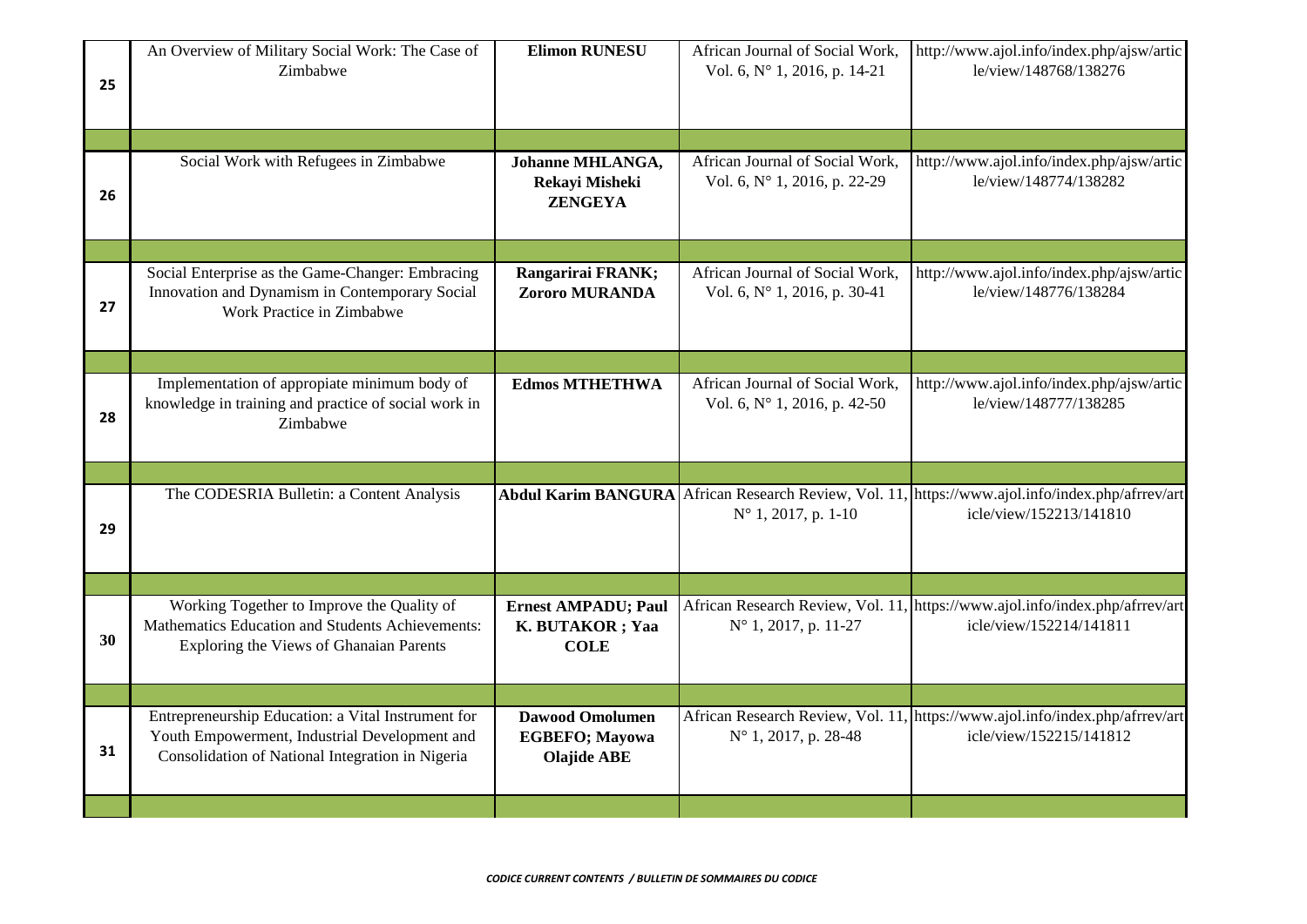| | | | | |
|---|---|---|---|---|
| 25 | An Overview of Military Social Work: The Case of Zimbabwe | **Elimon RUNESU** | African Journal of Social Work, Vol. 6, N° 1, 2016, p. 14-21 | http://www.ajol.info/index.php/ajsw/article/view/148768/138276 |
| 26 | Social Work with Refugees in Zimbabwe | **Johanne MHLANGA, Rekayi Misheki ZENGEYA** | African Journal of Social Work, Vol. 6, N° 1, 2016, p. 22-29 | http://www.ajol.info/index.php/ajsw/article/view/148774/138282 |
| 27 | Social Enterprise as the Game-Changer: Embracing Innovation and Dynamism in Contemporary Social Work Practice in Zimbabwe | **Rangarirai FRANK; Zororo MURANDA** | African Journal of Social Work, Vol. 6, N° 1, 2016, p. 30-41 | http://www.ajol.info/index.php/ajsw/article/view/148776/138284 |
| 28 | Implementation of appropiate minimum body of knowledge in training and practice of social work in Zimbabwe | **Edmos MTHETHWA** | African Journal of Social Work, Vol. 6, N° 1, 2016, p. 42-50 | http://www.ajol.info/index.php/ajsw/article/view/148777/138285 |
| 29 | The CODESRIA Bulletin: a Content Analysis | **Abdul Karim BANGURA** | African Research Review, Vol. 11, N° 1, 2017, p. 1-10 | https://www.ajol.info/index.php/afrrev/article/view/152213/141810 |
| 30 | Working Together to Improve the Quality of Mathematics Education and Students Achievements: Exploring the Views of Ghanaian Parents | **Ernest AMPADU; Paul K. BUTAKOR ; Yaa COLE** | African Research Review, Vol. 11, N° 1, 2017, p. 11-27 | https://www.ajol.info/index.php/afrrev/article/view/152214/141811 |
| 31 | Entrepreneurship Education: a Vital Instrument for Youth Empowerment, Industrial Development and Consolidation of National Integration in Nigeria | **Dawood Omolumen EGBEFO; Mayowa Olajide ABE** | African Research Review, Vol. 11, N° 1, 2017, p. 28-48 | https://www.ajol.info/index.php/afrrev/article/view/152215/141812 |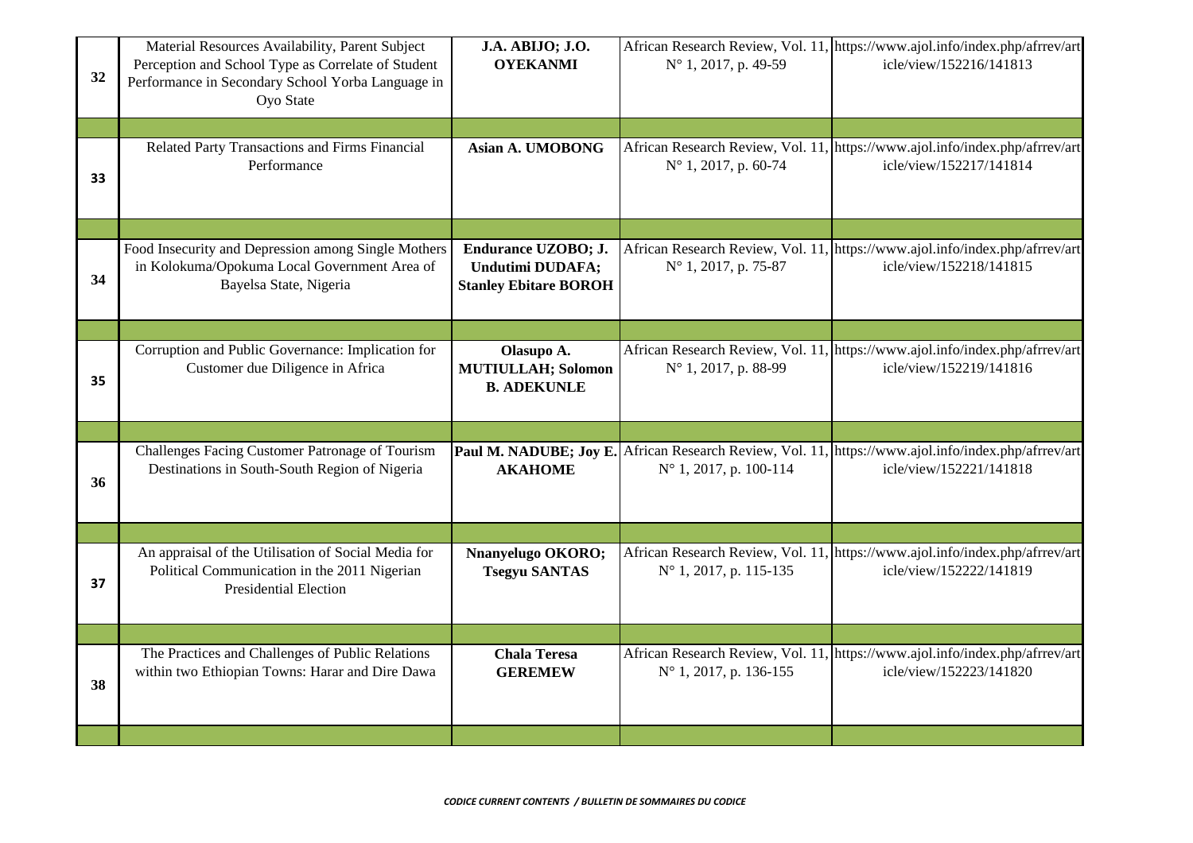| | | | | |
|---|---|---|---|---|
| 32 | Material Resources Availability, Parent Subject Perception and School Type as Correlate of Student Performance in Secondary School Yorba Language in Oyo State | **J.A. ABIJO; J.O. OYEKANMI** | African Research Review, Vol. 11, N° 1, 2017, p. 49-59 | https://www.ajol.info/index.php/afrrev/article/view/152216/141813 |
| | | | | |
| 33 | Related Party Transactions and Firms Financial Performance | **Asian A. UMOBONG** | African Research Review, Vol. 11, N° 1, 2017, p. 60-74 | https://www.ajol.info/index.php/afrrev/article/view/152217/141814 |
| | | | | |
| 34 | Food Insecurity and Depression among Single Mothers in Kolokuma/Opokuma Local Government Area of Bayelsa State, Nigeria | **Endurance UZOBO; J. Undutimi DUDAFA; Stanley Ebitare BOROH** | African Research Review, Vol. 11, N° 1, 2017, p. 75-87 | https://www.ajol.info/index.php/afrrev/article/view/152218/141815 |
| | | | | |
| 35 | Corruption and Public Governance: Implication for Customer due Diligence in Africa | **Olasupo A. MUTIULLAH; Solomon B. ADEKUNLE** | African Research Review, Vol. 11, N° 1, 2017, p. 88-99 | https://www.ajol.info/index.php/afrrev/article/view/152219/141816 |
| | | | | |
| 36 | Challenges Facing Customer Patronage of Tourism Destinations in South-South Region of Nigeria | **Paul M. NADUBE; Joy E. AKAHOME** | African Research Review, Vol. 11, N° 1, 2017, p. 100-114 | https://www.ajol.info/index.php/afrrev/article/view/152221/141818 |
| | | | | |
| 37 | An appraisal of the Utilisation of Social Media for Political Communication in the 2011 Nigerian Presidential Election | **Nnanyelugo OKORO; Tsegyu SANTAS** | African Research Review, Vol. 11, N° 1, 2017, p. 115-135 | https://www.ajol.info/index.php/afrrev/article/view/152222/141819 |
| | | | | |
| 38 | The Practices and Challenges of Public Relations within two Ethiopian Towns: Harar and Dire Dawa | **Chala Teresa GEREMEW** | African Research Review, Vol. 11, N° 1, 2017, p. 136-155 | https://www.ajol.info/index.php/afrrev/article/view/152223/141820 |
| | | | | |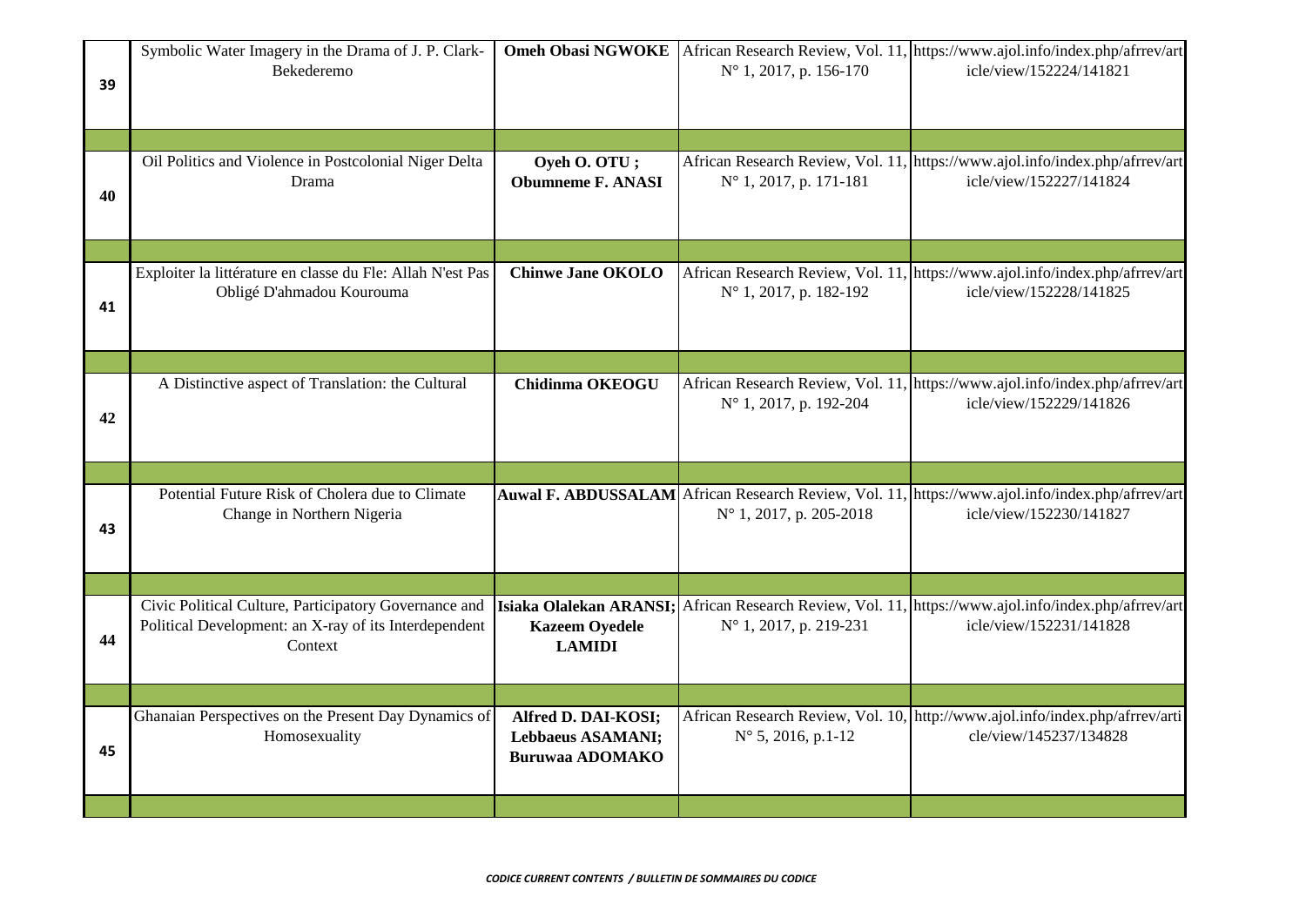| | | | | |
|---|---|---|---|---|
| 39 | Symbolic Water Imagery in the Drama of J. P. Clark-Bekederemo | **Omeh Obasi NGWOKE** | African Research Review, Vol. 11, N° 1, 2017, p. 156-170 | https://www.ajol.info/index.php/afrrev/article/view/152224/141821 |
| | | | | |
| 40 | Oil Politics and Violence in Postcolonial Niger Delta Drama | **Oyeh O. OTU ; Obumneme F. ANASI** | African Research Review, Vol. 11, N° 1, 2017, p. 171-181 | https://www.ajol.info/index.php/afrrev/article/view/152227/141824 |
| | | | | |
| 41 | Exploiter la littérature en classe du Fle: Allah N'est Pas Obligé D'ahmadou Kourouma | **Chinwe Jane OKOLO** | African Research Review, Vol. 11, N° 1, 2017, p. 182-192 | https://www.ajol.info/index.php/afrrev/article/view/152228/141825 |
| | | | | |
| 42 | A Distinctive aspect of Translation: the Cultural | **Chidinma OKEOGU** | African Research Review, Vol. 11, N° 1, 2017, p. 192-204 | https://www.ajol.info/index.php/afrrev/article/view/152229/141826 |
| | | | | |
| 43 | Potential Future Risk of Cholera due to Climate Change in Northern Nigeria | **Auwal F. ABDUSSALAM** | African Research Review, Vol. 11, N° 1, 2017, p. 205-2018 | https://www.ajol.info/index.php/afrrev/article/view/152230/141827 |
| | | | | |
| 44 | Civic Political Culture, Participatory Governance and Political Development: an X-ray of its Interdependent Context | **Isiaka Olalekan ARANSI; Kazeem Oyedele LAMIDI** | African Research Review, Vol. 11, N° 1, 2017, p. 219-231 | https://www.ajol.info/index.php/afrrev/article/view/152231/141828 |
| | | | | |
| 45 | Ghanaian Perspectives on the Present Day Dynamics of Homosexuality | **Alfred D. DAI-KOSI; Lebbaeus ASAMANI; Buruwaa ADOMAKO** | African Research Review, Vol. 10, N° 5, 2016, p.1-12 | http://www.ajol.info/index.php/afrrev/article/view/145237/134828 |
| | | | | |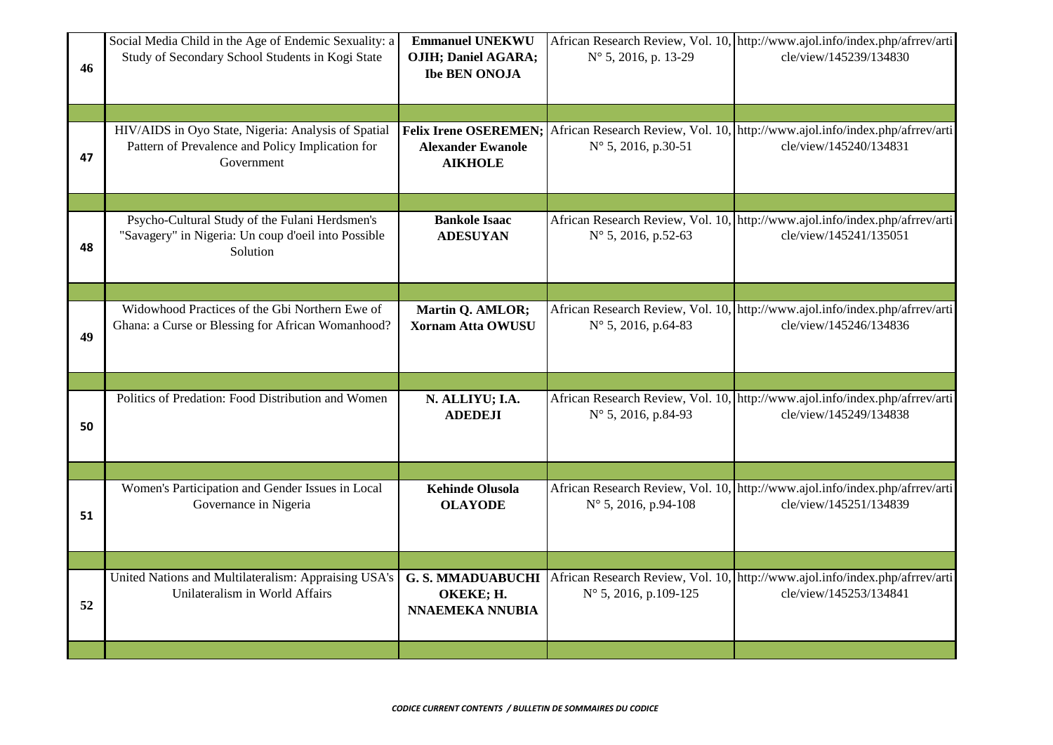| | | | | |
|---|---|---|---|---|
| 46 | Social Media Child in the Age of Endemic Sexuality: a Study of Secondary School Students in Kogi State | **Emmanuel UNEKWU OJIH; Daniel AGARA; Ibe BEN ONOJA** | African Research Review, Vol. 10, N° 5, 2016, p. 13-29 | http://www.ajol.info/index.php/afrrev/article/view/145239/134830 |
| | | | | |
| 47 | HIV/AIDS in Oyo State, Nigeria: Analysis of Spatial Pattern of Prevalence and Policy Implication for Government | **Felix Irene OSEREMEN; Alexander Ewanole AIKHOLE** | African Research Review, Vol. 10, N° 5, 2016, p.30-51 | http://www.ajol.info/index.php/afrrev/article/view/145240/134831 |
| | | | | |
| 48 | Psycho-Cultural Study of the Fulani Herdsmen's "Savagery" in Nigeria: Un coup d'oeil into Possible Solution | **Bankole Isaac ADESUYAN** | African Research Review, Vol. 10, N° 5, 2016, p.52-63 | http://www.ajol.info/index.php/afrrev/article/view/145241/135051 |
| | | | | |
| 49 | Widowhood Practices of the Gbi Northern Ewe of Ghana: a Curse or Blessing for African Womanhood? | **Martin Q. AMLOR; Xornam Atta OWUSU** | African Research Review, Vol. 10, N° 5, 2016, p.64-83 | http://www.ajol.info/index.php/afrrev/article/view/145246/134836 |
| | | | | |
| 50 | Politics of Predation: Food Distribution and Women | **N. ALLIYU; I.A. ADEDEJI** | African Research Review, Vol. 10, N° 5, 2016, p.84-93 | http://www.ajol.info/index.php/afrrev/article/view/145249/134838 |
| | | | | |
| 51 | Women's Participation and Gender Issues in Local Governance in Nigeria | **Kehinde Olusola OLAYODE** | African Research Review, Vol. 10, N° 5, 2016, p.94-108 | http://www.ajol.info/index.php/afrrev/article/view/145251/134839 |
| | | | | |
| 52 | United Nations and Multilateralism: Appraising USA's Unilateralism in World Affairs | **G. S. MMADUABUCHI OKEKE; H. NNAEMEKA NNUBIA** | African Research Review, Vol. 10, N° 5, 2016, p.109-125 | http://www.ajol.info/index.php/afrrev/article/view/145253/134841 |
| | | | | |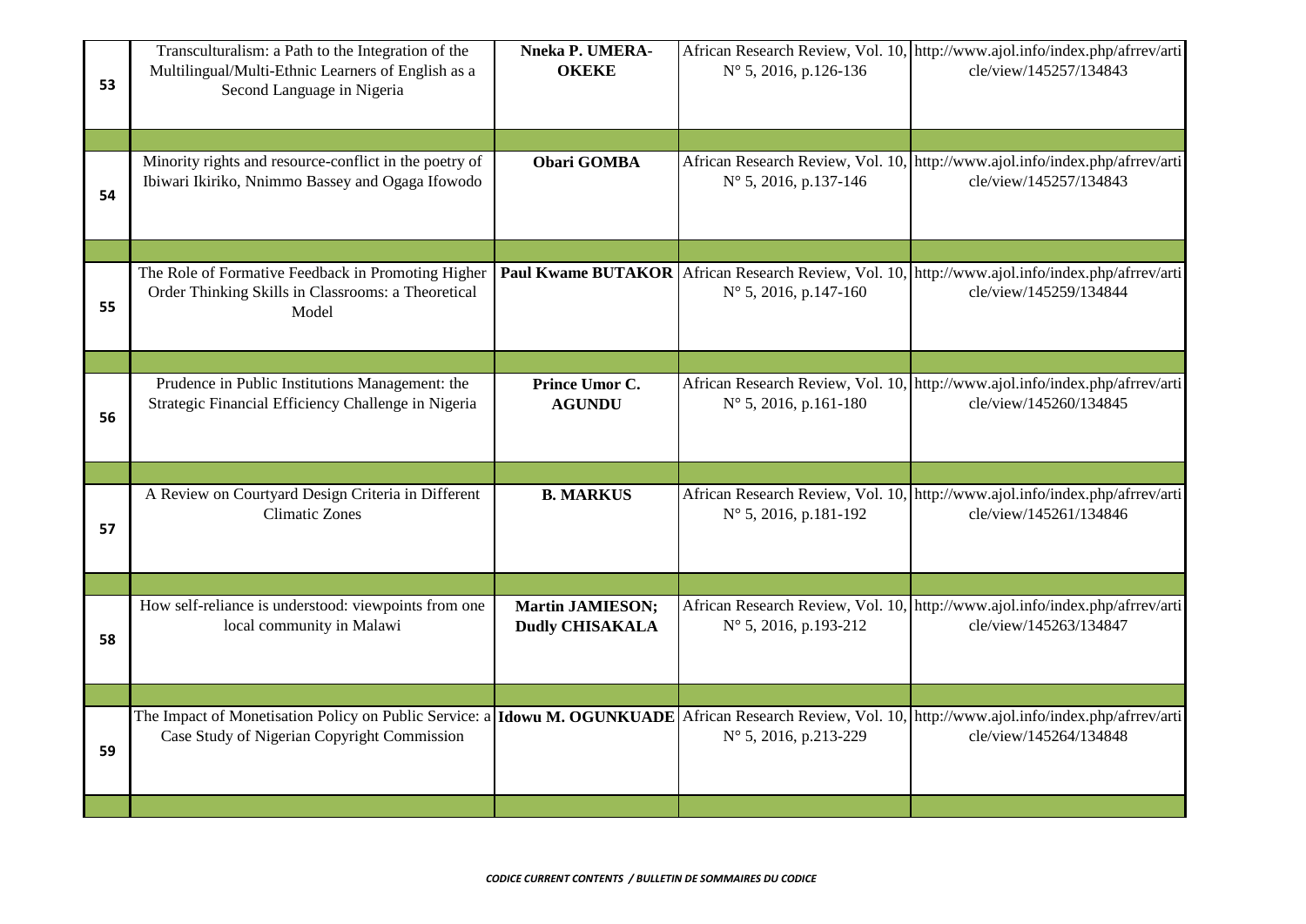| | | | | |
|---|---|---|---|---|
| 53 | Transculturalism: a Path to the Integration of the Multilingual/Multi-Ethnic Learners of English as a Second Language in Nigeria | **Nneka P. UMERA-OKEKE** | African Research Review, Vol. 10, N° 5, 2016, p.126-136 | http://www.ajol.info/index.php/afrrev/article/view/145257/134843 |
| | | | | |
| 54 | Minority rights and resource-conflict in the poetry of Ibiwari Ikiriko, Nnimmo Bassey and Ogaga Ifowodo | **Obari GOMBA** | African Research Review, Vol. 10, N° 5, 2016, p.137-146 | http://www.ajol.info/index.php/afrrev/article/view/145257/134843 |
| | | | | |
| 55 | The Role of Formative Feedback in Promoting Higher Order Thinking Skills in Classrooms: a Theoretical Model | **Paul Kwame BUTAKOR** | African Research Review, Vol. 10, N° 5, 2016, p.147-160 | http://www.ajol.info/index.php/afrrev/article/view/145259/134844 |
| | | | | |
| 56 | Prudence in Public Institutions Management: the Strategic Financial Efficiency Challenge in Nigeria | **Prince Umor C. AGUNDU** | African Research Review, Vol. 10, N° 5, 2016, p.161-180 | http://www.ajol.info/index.php/afrrev/article/view/145260/134845 |
| | | | | |
| 57 | A Review on Courtyard Design Criteria in Different Climatic Zones | **B. MARKUS** | African Research Review, Vol. 10, N° 5, 2016, p.181-192 | http://www.ajol.info/index.php/afrrev/article/view/145261/134846 |
| | | | | |
| 58 | How self-reliance is understood: viewpoints from one local community in Malawi | **Martin JAMIESON; Dudly CHISAKALA** | African Research Review, Vol. 10, N° 5, 2016, p.193-212 | http://www.ajol.info/index.php/afrrev/article/view/145263/134847 |
| | | | | |
| 59 | The Impact of Monetisation Policy on Public Service: a Case Study of Nigerian Copyright Commission | **Idowu M. OGUNKUADE** | African Research Review, Vol. 10, N° 5, 2016, p.213-229 | http://www.ajol.info/index.php/afrrev/article/view/145264/134848 |
| | | | | |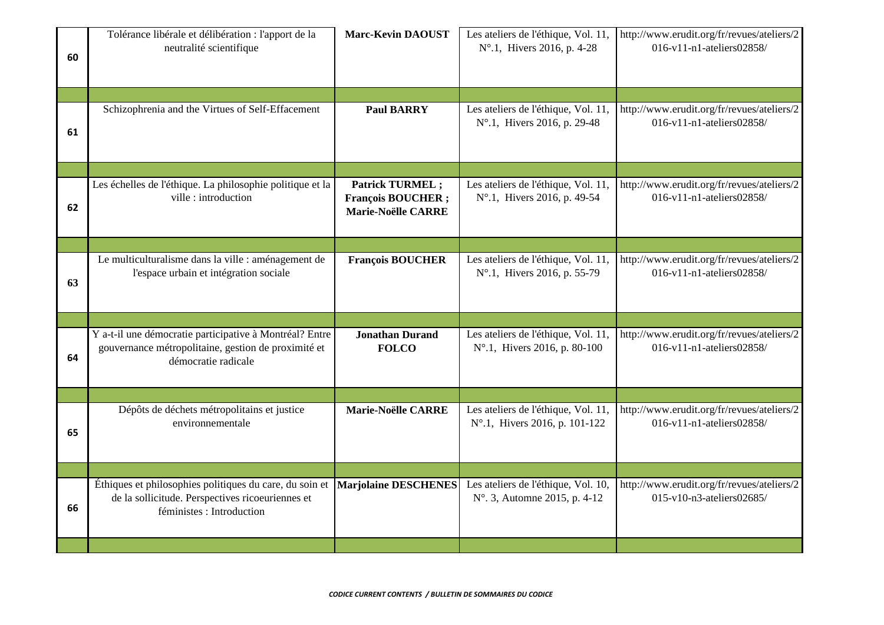| | | | | |
|---|---|---|---|---|
| 60 | Tolérance libérale et délibération : l'apport de la neutralité scientifique | **Marc-Kevin DAOUST** | Les ateliers de l'éthique, Vol. 11, N°.1, Hivers 2016, p. 4-28 | http://www.erudit.org/fr/revues/ateliers/2016-v11-n1-ateliers02858/ |
| | | | | |
| 61 | Schizophrenia and the Virtues of Self-Effacement | **Paul BARRY** | Les ateliers de l'éthique, Vol. 11, N°.1, Hivers 2016, p. 29-48 | http://www.erudit.org/fr/revues/ateliers/2016-v11-n1-ateliers02858/ |
| | | | | |
| 62 | Les échelles de l'éthique. La philosophie politique et la ville : introduction | **Patrick TURMEL ; François BOUCHER ; Marie-Noëlle CARRE** | Les ateliers de l'éthique, Vol. 11, N°.1, Hivers 2016, p. 49-54 | http://www.erudit.org/fr/revues/ateliers/2016-v11-n1-ateliers02858/ |
| | | | | |
| 63 | Le multiculturalisme dans la ville : aménagement de l'espace urbain et intégration sociale | **François BOUCHER** | Les ateliers de l'éthique, Vol. 11, N°.1, Hivers 2016, p. 55-79 | http://www.erudit.org/fr/revues/ateliers/2016-v11-n1-ateliers02858/ |
| | | | | |
| 64 | Y a-t-il une démocratie participative à Montréal? Entre gouvernance métropolitaine, gestion de proximité et démocratie radicale | **Jonathan Durand FOLCO** | Les ateliers de l'éthique, Vol. 11, N°.1, Hivers 2016, p. 80-100 | http://www.erudit.org/fr/revues/ateliers/2016-v11-n1-ateliers02858/ |
| | | | | |
| 65 | Dépôts de déchets métropolitains et justice environnementale | **Marie-Noëlle CARRE** | Les ateliers de l'éthique, Vol. 11, N°.1, Hivers 2016, p. 101-122 | http://www.erudit.org/fr/revues/ateliers/2016-v11-n1-ateliers02858/ |
| | | | | |
| 66 | Éthiques et philosophies politiques du care, du soin et de la sollicitude. Perspectives ricoeuriennes et féministes : Introduction | **Marjolaine DESCHENES** | Les ateliers de l'éthique, Vol. 10, N°. 3, Automne 2015, p. 4-12 | http://www.erudit.org/fr/revues/ateliers/2015-v10-n3-ateliers02685/ |
| | | | | |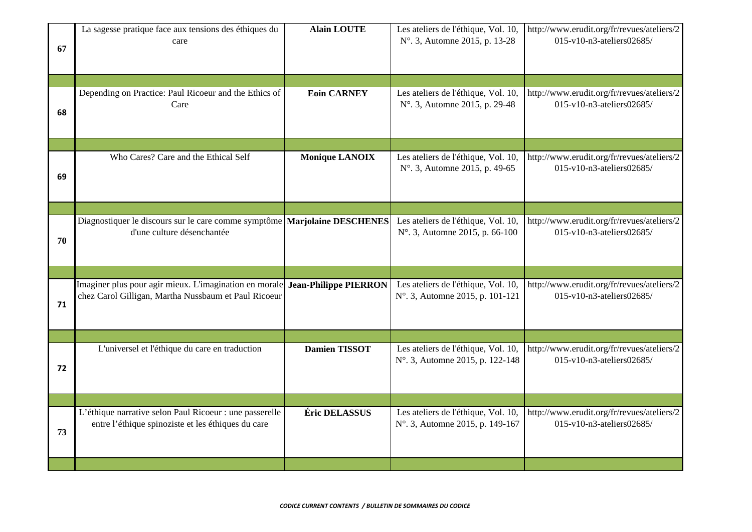| | | | | |
|---|---|---|---|---|
| 67 | La sagesse pratique face aux tensions des éthiques du care | **Alain LOUTE** | Les ateliers de l'éthique, Vol. 10, N°. 3, Automne 2015, p. 13-28 | http://www.erudit.org/fr/revues/ateliers/2015-v10-n3-ateliers02685/ |
| | | | | |
| 68 | Depending on Practice: Paul Ricoeur and the Ethics of Care | **Eoin CARNEY** | Les ateliers de l'éthique, Vol. 10, N°. 3, Automne 2015, p. 29-48 | http://www.erudit.org/fr/revues/ateliers/2015-v10-n3-ateliers02685/ |
| | | | | |
| 69 | Who Cares? Care and the Ethical Self | **Monique LANOIX** | Les ateliers de l'éthique, Vol. 10, N°. 3, Automne 2015, p. 49-65 | http://www.erudit.org/fr/revues/ateliers/2015-v10-n3-ateliers02685/ |
| | | | | |
| 70 | Diagnostiquer le discours sur le care comme symptôme d'une culture désenchantée | **Marjolaine DESCHENES** | Les ateliers de l'éthique, Vol. 10, N°. 3, Automne 2015, p. 66-100 | http://www.erudit.org/fr/revues/ateliers/2015-v10-n3-ateliers02685/ |
| | | | | |
| 71 | Imaginer plus pour agir mieux. L'imagination en morale chez Carol Gilligan, Martha Nussbaum et Paul Ricoeur | **Jean-Philippe PIERRON** | Les ateliers de l'éthique, Vol. 10, N°. 3, Automne 2015, p. 101-121 | http://www.erudit.org/fr/revues/ateliers/2015-v10-n3-ateliers02685/ |
| | | | | |
| 72 | L'universel et l'éthique du care en traduction | **Damien TISSOT** | Les ateliers de l'éthique, Vol. 10, N°. 3, Automne 2015, p. 122-148 | http://www.erudit.org/fr/revues/ateliers/2015-v10-n3-ateliers02685/ |
| | | | | |
| 73 | L'éthique narrative selon Paul Ricoeur : une passerelle entre l'éthique spinoziste et les éthiques du care | **Éric DELASSUS** | Les ateliers de l'éthique, Vol. 10, N°. 3, Automne 2015, p. 149-167 | http://www.erudit.org/fr/revues/ateliers/2015-v10-n3-ateliers02685/ |
| | | | | |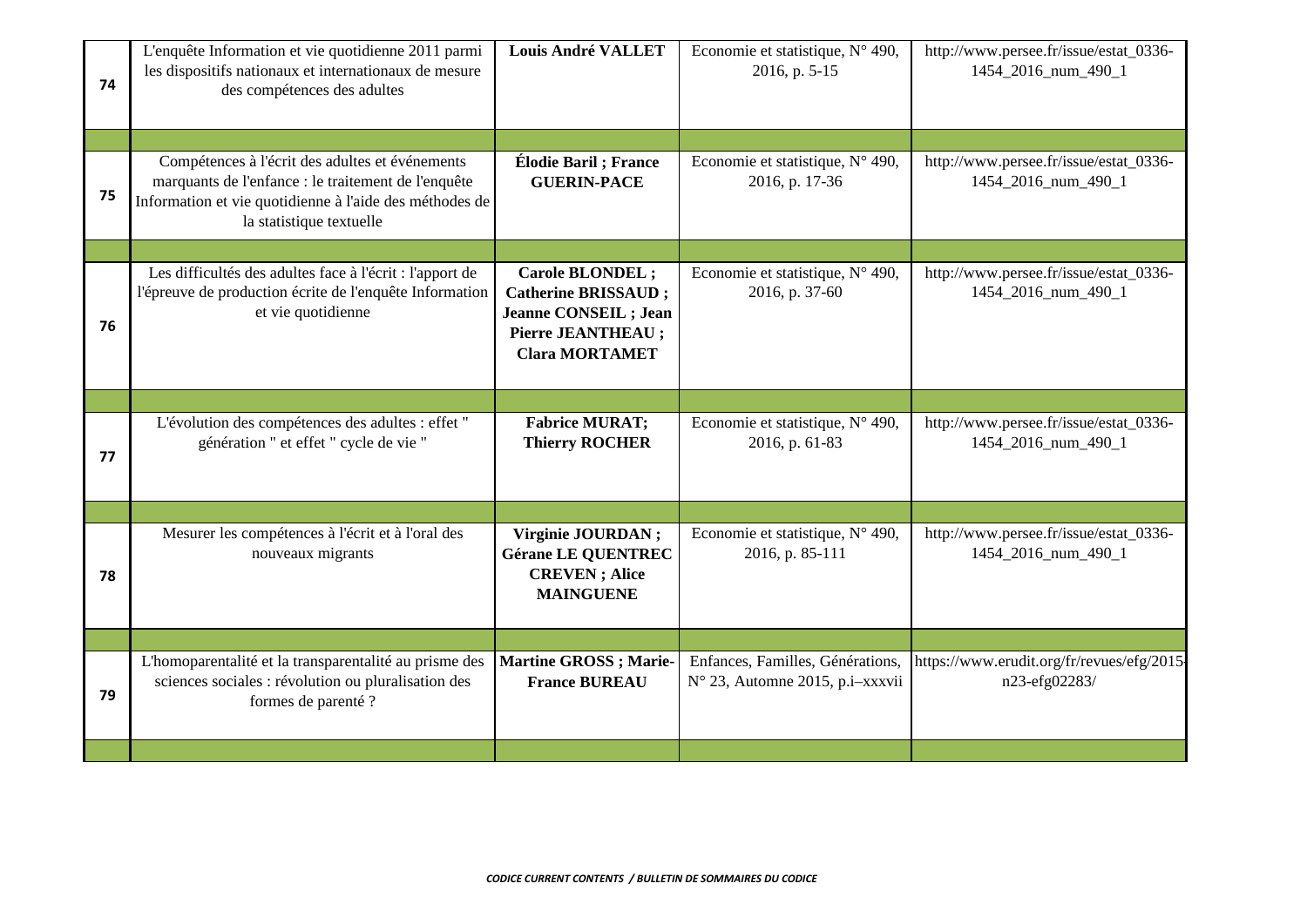| | | | | |
|---|---|---|---|---|
| 74 | L'enquête Information et vie quotidienne 2011 parmi les dispositifs nationaux et internationaux de mesure des compétences des adultes | **Louis André VALLET** | Economie et statistique, N° 490, 2016, p. 5-15 | http://www.persee.fr/issue/estat_0336-1454_2016_num_490_1 |
| | | | | |
| 75 | Compétences à l'écrit des adultes et événements marquants de l'enfance : le traitement de l'enquête Information et vie quotidienne à l'aide des méthodes de la statistique textuelle | **Élodie Baril ; France GUERIN-PACE** | Economie et statistique, N° 490, 2016, p. 17-36 | http://www.persee.fr/issue/estat_0336-1454_2016_num_490_1 |
| | | | | |
| 76 | Les difficultés des adultes face à l'écrit : l'apport de l'épreuve de production écrite de l'enquête Information et vie quotidienne | **Carole BLONDEL ; Catherine BRISSAUD ; Jeanne CONSEIL ; Jean Pierre JEANTHEAU ; Clara MORTAMET** | Economie et statistique, N° 490, 2016, p. 37-60 | http://www.persee.fr/issue/estat_0336-1454_2016_num_490_1 |
| | | | | |
| 77 | L'évolution des compétences des adultes : effet " génération " et effet " cycle de vie " | **Fabrice MURAT; Thierry ROCHER** | Economie et statistique, N° 490, 2016, p. 61-83 | http://www.persee.fr/issue/estat_0336-1454_2016_num_490_1 |
| | | | | |
| 78 | Mesurer les compétences à l'écrit et à l'oral des nouveaux migrants | **Virginie JOURDAN ; Gérane LE QUENTREC CREVEN ; Alice MAINGUENE** | Economie et statistique, N° 490, 2016, p. 85-111 | http://www.persee.fr/issue/estat_0336-1454_2016_num_490_1 |
| | | | | |
| 79 | L'homoparentalité et la transparentalité au prisme des sciences sociales : révolution ou pluralisation des formes de parenté ? | **Martine GROSS ; Marie-France BUREAU** | Enfances, Familles, Générations, N° 23, Automne 2015, p.i–xxxvii | https://www.erudit.org/fr/revues/efg/2015-n23-efg02283/ |
| | | | | |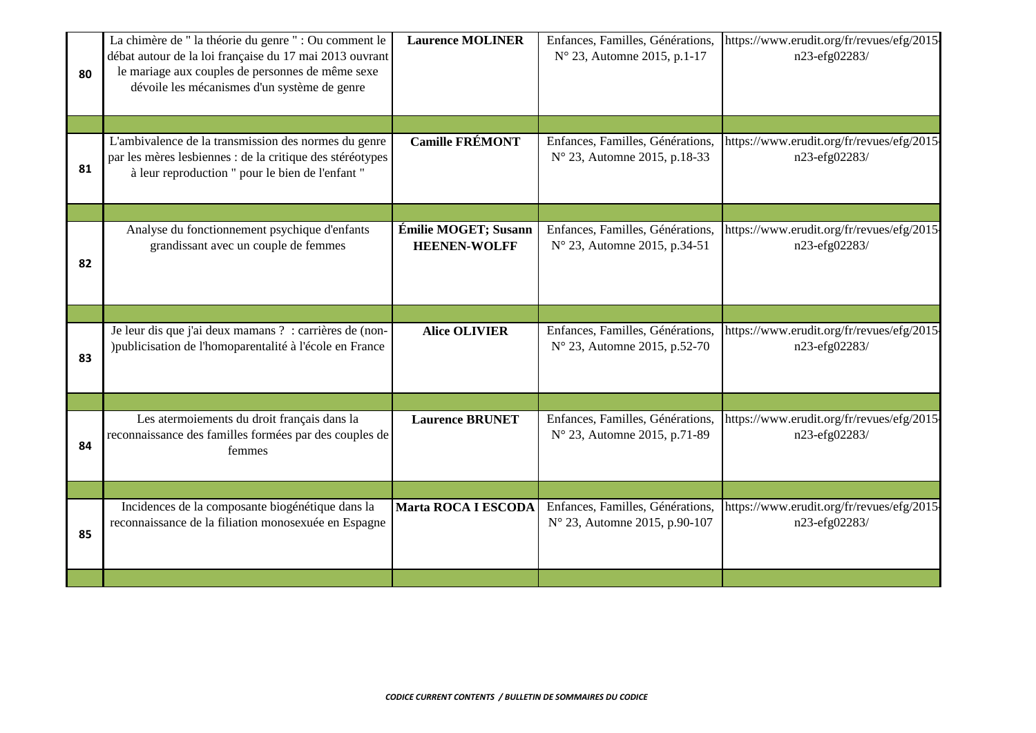| | | | | |
|---|---|---|---|---|
| **80** | La chimère de " la théorie du genre " : Ou comment le débat autour de la loi française du 17 mai 2013 ouvrant le mariage aux couples de personnes de même sexe dévoile les mécanismes d'un système de genre | **Laurence MOLINER** | Enfances, Familles, Générations, N° 23, Automne 2015, p.1-17 | https://www.erudit.org/fr/revues/efg/2015-n23-efg02283/ |
| | | | | |
| **81** | L'ambivalence de la transmission des normes du genre par les mères lesbiennes : de la critique des stéréotypes à leur reproduction " pour le bien de l'enfant " | **Camille FRÉMONT** | Enfances, Familles, Générations, N° 23, Automne 2015, p.18-33 | https://www.erudit.org/fr/revues/efg/2015-n23-efg02283/ |
| | | | | |
| **82** | Analyse du fonctionnement psychique d'enfants grandissant avec un couple de femmes | **Émilie MOGET; Susann HEENEN-WOLFF** | Enfances, Familles, Générations, N° 23, Automne 2015, p.34-51 | https://www.erudit.org/fr/revues/efg/2015-n23-efg02283/ |
| | | | | |
| **83** | Je leur dis que j'ai deux mamans ? : carrières de (non-)publicisation de l'homoparentalité à l'école en France | **Alice OLIVIER** | Enfances, Familles, Générations, N° 23, Automne 2015, p.52-70 | https://www.erudit.org/fr/revues/efg/2015-n23-efg02283/ |
| | | | | |
| **84** | Les atermoiements du droit français dans la reconnaissance des familles formées par des couples de femmes | **Laurence BRUNET** | Enfances, Familles, Générations, N° 23, Automne 2015, p.71-89 | https://www.erudit.org/fr/revues/efg/2015-n23-efg02283/ |
| | | | | |
| **85** | Incidences de la composante biogénétique dans la reconnaissance de la filiation monosexuée en Espagne | **Marta ROCA I ESCODA** | Enfances, Familles, Générations, N° 23, Automne 2015, p.90-107 | https://www.erudit.org/fr/revues/efg/2015-n23-efg02283/ |
| | | | | |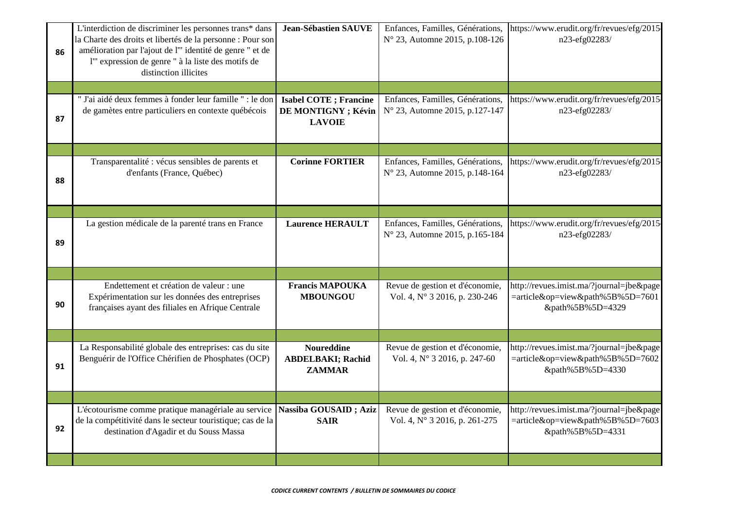| | | | | |
|---|---|---|---|---|
| 86 | L'interdiction de discriminer les personnes trans* dans la Charte des droits et libertés de la personne : Pour son amélioration par l'ajout de l'" identité de genre " et de l'" expression de genre " à la liste des motifs de distinction illicites | **Jean-Sébastien SAUVE** | Enfances, Familles, Générations, N° 23, Automne 2015, p.108-126 | https://www.erudit.org/fr/revues/efg/2015-n23-efg02283/ |
| | | | | |
| 87 | " J'ai aidé deux femmes à fonder leur famille " : le don de gamètes entre particuliers en contexte québécois | **Isabel COTE ; Francine DE MONTIGNY ; Kévin LAVOIE** | Enfances, Familles, Générations, N° 23, Automne 2015, p.127-147 | https://www.erudit.org/fr/revues/efg/2015-n23-efg02283/ |
| | | | | |
| 88 | Transparentalité : vécus sensibles de parents et d'enfants (France, Québec) | **Corinne FORTIER** | Enfances, Familles, Générations, N° 23, Automne 2015, p.148-164 | https://www.erudit.org/fr/revues/efg/2015-n23-efg02283/ |
| | | | | |
| 89 | La gestion médicale de la parenté trans en France | **Laurence HERAULT** | Enfances, Familles, Générations, N° 23, Automne 2015, p.165-184 | https://www.erudit.org/fr/revues/efg/2015-n23-efg02283/ |
| | | | | |
| 90 | Endettement et création de valeur : une Expérimentation sur les données des entreprises françaises ayant des filiales en Afrique Centrale | **Francis MAPOUKA MBOUNGOU** | Revue de gestion et d'économie, Vol. 4, N° 3 2016, p. 230-246 | http://revues.imist.ma/?journal=jbe&page=article&op=view&path%5B%5D=7601&path%5B%5D=4329 |
| | | | | |
| 91 | La Responsabilité globale des entreprises: cas du site Benguérir de l'Office Chérifien de Phosphates (OCP) | **Noureddine ABDELBAKI; Rachid ZAMMAR** | Revue de gestion et d'économie, Vol. 4, N° 3 2016, p. 247-60 | http://revues.imist.ma/?journal=jbe&page=article&op=view&path%5B%5D=7602&path%5B%5D=4330 |
| | | | | |
| 92 | L'écotourisme comme pratique managériale au service de la compétitivité dans le secteur touristique; cas de la destination d'Agadir et du Souss Massa | **Nassiba GOUSAID ; Aziz SAIR** | Revue de gestion et d'économie, Vol. 4, N° 3 2016, p. 261-275 | http://revues.imist.ma/?journal=jbe&page=article&op=view&path%5B%5D=7603&path%5B%5D=4331 |
| | | | | |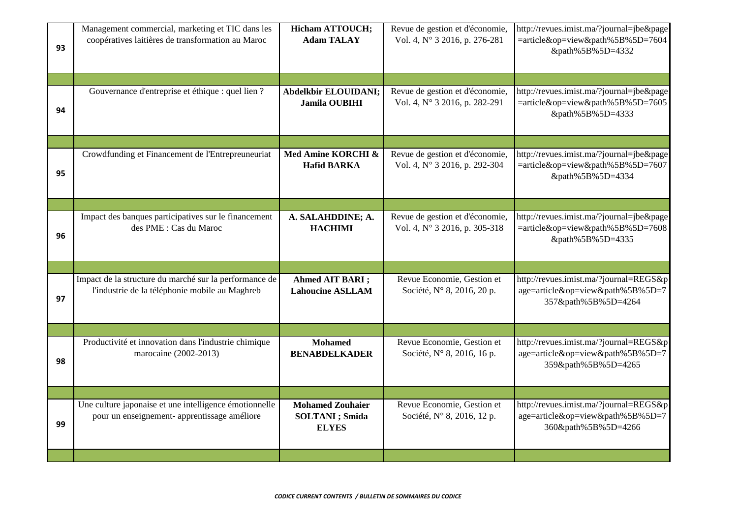| | | | | |
|---|---|---|---|---|
| 93 | Management commercial, marketing et TIC dans les coopératives laitières de transformation au Maroc | **Hicham ATTOUCH; Adam TALAY** | Revue de gestion et d'économie, Vol. 4, N° 3 2016, p. 276-281 | http://revues.imist.ma/?journal=jbe&page=article&op=view&path%5B%5D=7604&path%5B%5D=4332 |
| | | | | |
| 94 | Gouvernance d'entreprise et éthique : quel lien ? | **Abdelkbir ELOUIDANI; Jamila OUBIHI** | Revue de gestion et d'économie, Vol. 4, N° 3 2016, p. 282-291 | http://revues.imist.ma/?journal=jbe&page=article&op=view&path%5B%5D=7605&path%5B%5D=4333 |
| | | | | |
| 95 | Crowdfunding et Financement de l'Entrepreneuriat | **Med Amine KORCHI & Hafid BARKA** | Revue de gestion et d'économie, Vol. 4, N° 3 2016, p. 292-304 | http://revues.imist.ma/?journal=jbe&page=article&op=view&path%5B%5D=7607&path%5B%5D=4334 |
| | | | | |
| 96 | Impact des banques participatives sur le financement des PME : Cas du Maroc | **A. SALAHDDINE; A. HACHIMI** | Revue de gestion et d'économie, Vol. 4, N° 3 2016, p. 305-318 | http://revues.imist.ma/?journal=jbe&page=article&op=view&path%5B%5D=7608&path%5B%5D=4335 |
| | | | | |
| 97 | Impact de la structure du marché sur la performance de l'industrie de la téléphonie mobile au Maghreb | **Ahmed AIT BARI ; Lahoucine ASLLAM** | Revue Economie, Gestion et Société, N° 8, 2016, 20 p. | http://revues.imist.ma/?journal=REGS&page=article&op=view&path%5B%5D=7357&path%5B%5D=4264 |
| | | | | |
| 98 | Productivité et innovation dans l'industrie chimique marocaine (2002-2013) | **Mohamed BENABDELKADER** | Revue Economie, Gestion et Société, N° 8, 2016, 16 p. | http://revues.imist.ma/?journal=REGS&page=article&op=view&path%5B%5D=7359&path%5B%5D=4265 |
| | | | | |
| 99 | Une culture japonaise et une intelligence émotionnelle pour un enseignement- apprentissage améliore | **Mohamed Zouhaier SOLTANI ; Smida ELYES** | Revue Economie, Gestion et Société, N° 8, 2016, 12 p. | http://revues.imist.ma/?journal=REGS&page=article&op=view&path%5B%5D=7360&path%5B%5D=4266 |
| | | | | |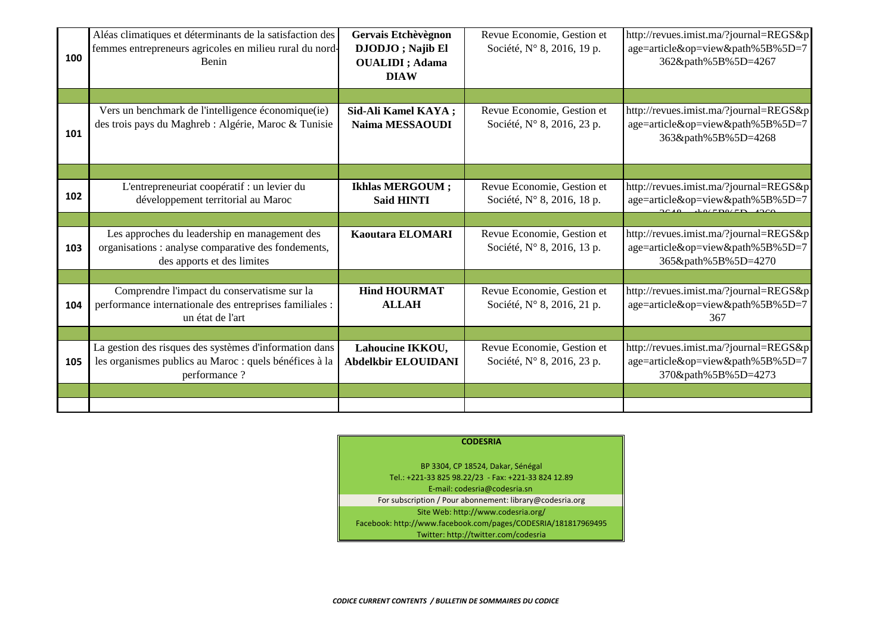| | | | | |
|---|---|---|---|---|
| **100** | Aléas climatiques et déterminants de la satisfaction des femmes entrepreneurs agricoles en milieu rural du nord-Benin | **Gervais Etchèvègnon DJODJO ; Najib El OUALIDI ; Adama DIAW** | Revue Economie, Gestion et Société, N° 8, 2016, 19 p. | http://revues.imist.ma/?journal=REGS&page=article&op=view&path%5B%5D=7362&path%5B%5D=4267 |
| | | | | |
| **101** | Vers un benchmark de l'intelligence économique(ie) des trois pays du Maghreb : Algérie, Maroc & Tunisie | **Sid-Ali Kamel KAYA ; Naima MESSAOUDI** | Revue Economie, Gestion et Société, N° 8, 2016, 23 p. | http://revues.imist.ma/?journal=REGS&page=article&op=view&path%5B%5D=7363&path%5B%5D=4268 |
| | | | | |
| **102** | L'entrepreneuriat coopératif : un levier du développement territorial au Maroc | **Ikhlas MERGOUM ; Said HINTI** | Revue Economie, Gestion et Société, N° 8, 2016, 18 p. | http://revues.imist.ma/?journal=REGS&page=article&op=view&path%5B%5D=7364&path%5B%5D=4269 |
| | | | | |
| **103** | Les approches du leadership en management des organisations : analyse comparative des fondements, des apports et des limites | **Kaoutara ELOMARI** | Revue Economie, Gestion et Société, N° 8, 2016, 13 p. | http://revues.imist.ma/?journal=REGS&page=article&op=view&path%5B%5D=7365&path%5B%5D=4270 |
| | | | | |
| **104** | Comprendre l'impact du conservatisme sur la performance internationale des entreprises familiales : un état de l'art | **Hind HOURMAT ALLAH** | Revue Economie, Gestion et Société, N° 8, 2016, 21 p. | http://revues.imist.ma/?journal=REGS&page=article&op=view&path%5B%5D=7367 |
| | | | | |
| **105** | La gestion des risques des systèmes d'information dans les organismes publics au Maroc : quels bénéfices à la performance ? | **Lahoucine IKKOU, Abdelkbir ELOUIDANI** | Revue Economie, Gestion et Société, N° 8, 2016, 23 p. | http://revues.imist.ma/?journal=REGS&page=article&op=view&path%5B%5D=7370&path%5B%5D=4273 |
| | | | | |
| | | | | |

**CODESRIA**

BP 3304, CP 18524, Dakar, Sénégal
Tel.: +221-33 825 98.22/23 - Fax: +221-33 824 12.89
E-mail: codesria@codesria.sn
For subscription / Pour abonnement: library@codesria.org
Site Web: http://www.codesria.org/
Facebook: http://www.facebook.com/pages/CODESRIA/181817969495
Twitter: http://twitter.com/codesria